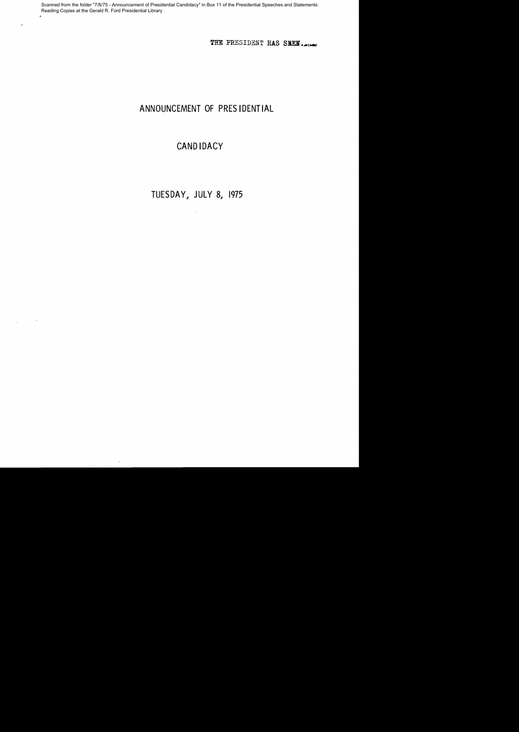Scanned from the folder "7/8/75 - Announcement of Presidential Candidacy" in Box 11 of the Presidential Speeches and Statements: Reading Copies at the Gerald R. Ford Presidential Library

THE PRESIDENT HAS SEEN.

# ANNOUNCEMENT OF PRESIDENTIAL CANDIDACY

TUESDAY, JULY 8, 1975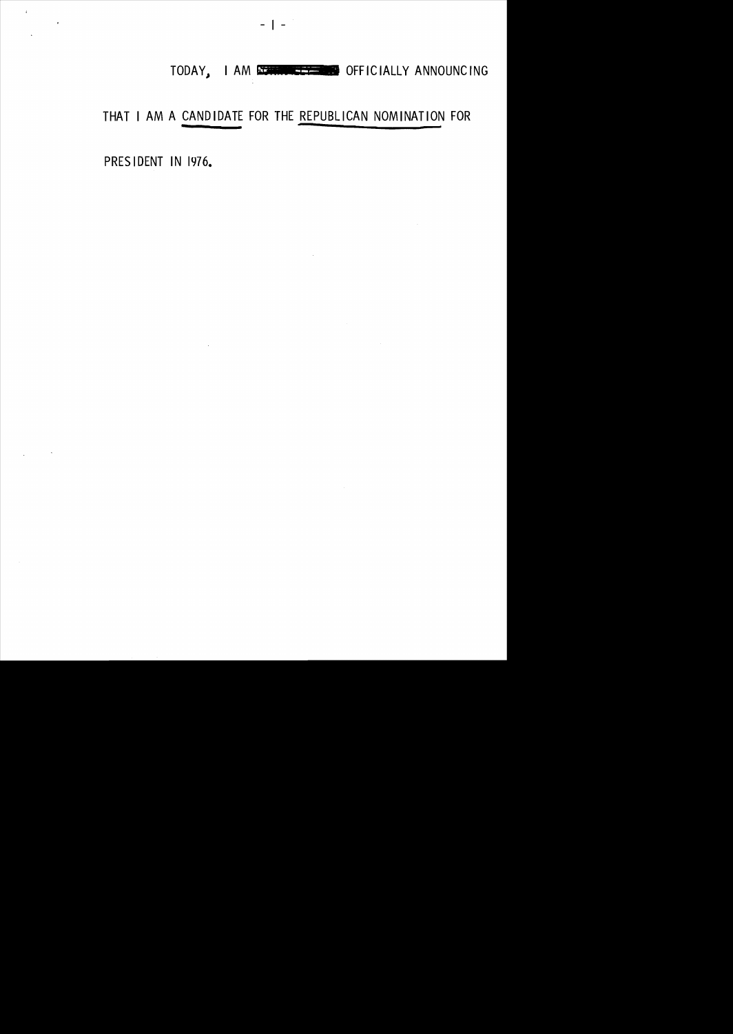TODAY, I AM OFFICIALLY ANNOUNCING

THAT I AM A CANDIDATE FOR THE REPUBLICAN NOMINATION FOR

PRESIDENT IN 1976.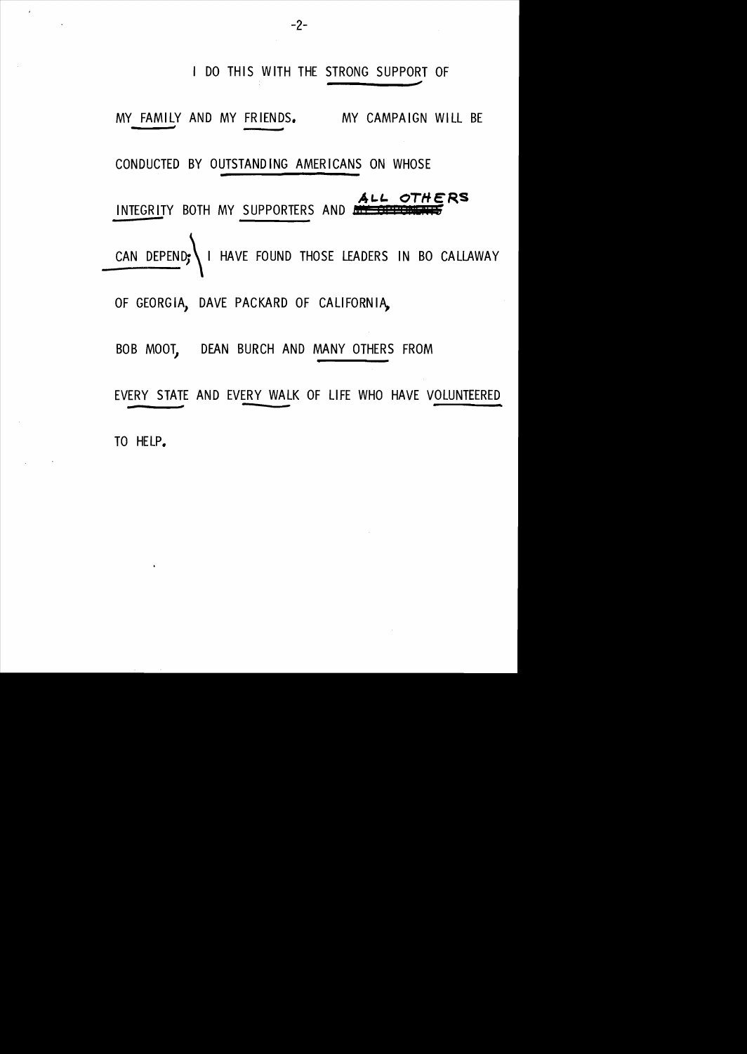I DO THIS WITH THE STRONG SUPPORT OF MY FAMILY AND MY FRIENDS. MY CAMPAIGN WILL BE CONDUCTED BY OUTSTANDING AMERICANS ON WHOSE INTEGRITY BOTH MY SUPPORTERS AND ALL OTHERS CAN DEPEND; I HAVE FOUND THOSE LEADERS IN BO CALLAWAY OF GEORGIA, DAVE PACKARD OF CALIFORNIA, BOB MOOT, DEAN BURCH AND MANY OTHERS FROM EVERY STATE AND EVERY WALK OF LIFE WHO HAVE VOLUNTEERED TO HELP.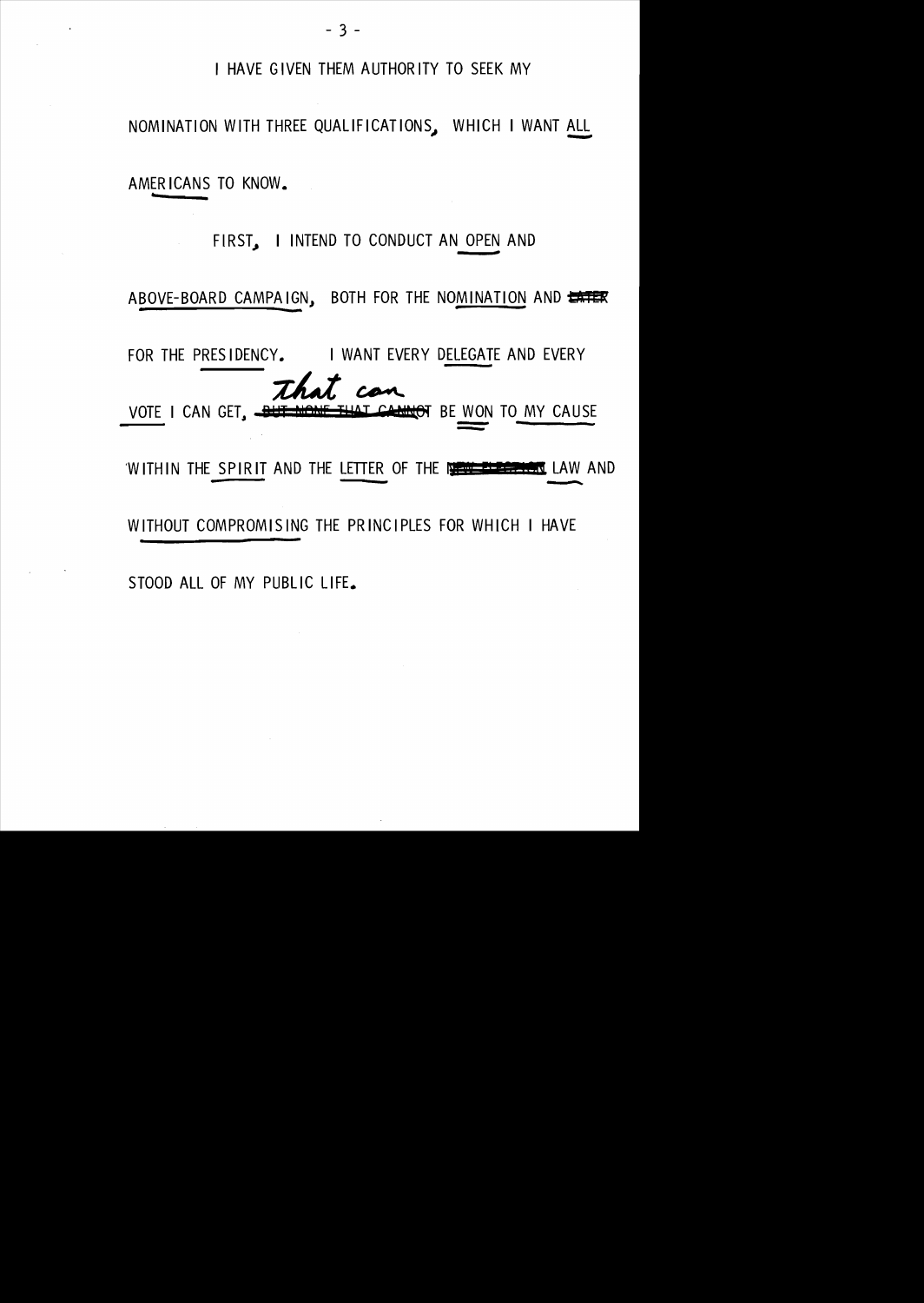I HAVE GIVEN THEM AUTHORITY TO SEEK MY NOMINATION WITH THREE QUALIFICATIONS, WHICH I WANT ALL AMERICANS TO KNOW.

FIRST, I INTEND TO CONDUCT AN OPEN AND ABOVE-BOARD CAMPAIGN, BOTH FOR THE NOMINATION AND ~~LATER~~ FOR THE PRESIDENCY. I WANT EVERY DELEGATE AND EVERY VOTE I CAN GET, ~~BUT NONE THAT CANNOT~~ that can BE WON TO MY CAUSE WITHIN THE SPIRIT AND THE LETTER OF THE ~~NEW ELECTION~~ LAW AND WITHOUT COMPROMISING THE PRINCIPLES FOR WHICH I HAVE STOOD ALL OF MY PUBLIC LIFE.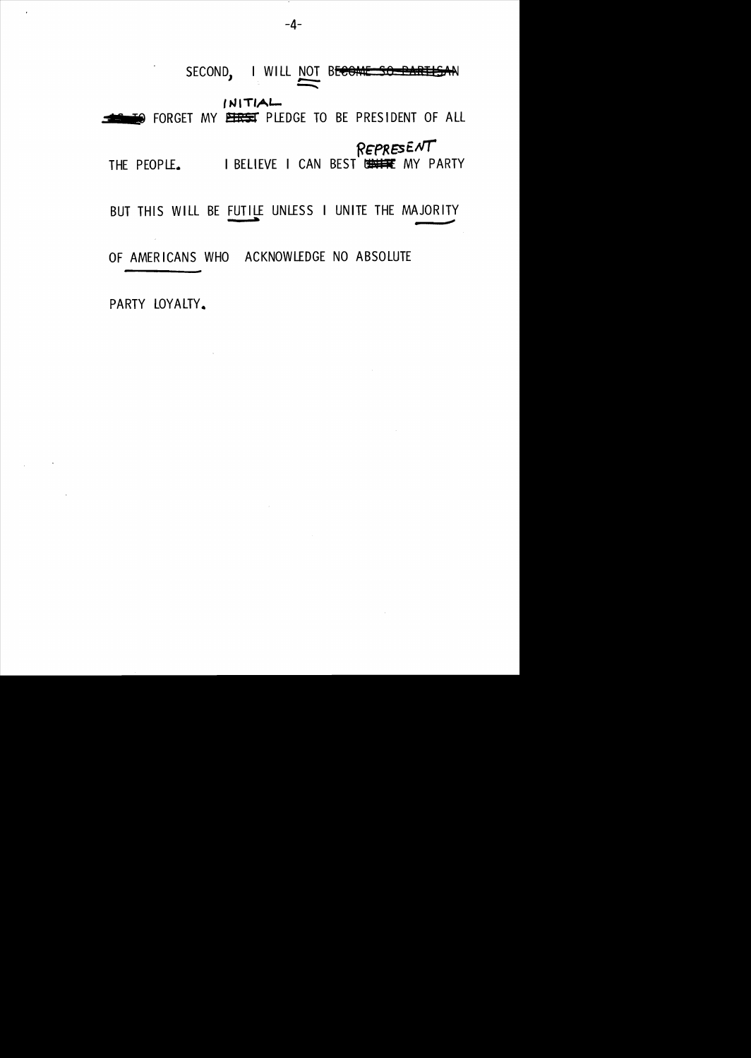SECOND, I WILL NOT ~~BECOME SO PARTISAN~~

~~AS TO~~ FORGET MY ~~FIRST~~ INITIAL PLEDGE TO BE PRESIDENT OF ALL THE PEOPLE. I BELIEVE I CAN BEST ~~UNITE~~ REPRESENT MY PARTY BUT THIS WILL BE FUTILE UNLESS I UNITE THE MAJORITY OF AMERICANS WHO ACKNOWLEDGE NO ABSOLUTE PARTY LOYALTY.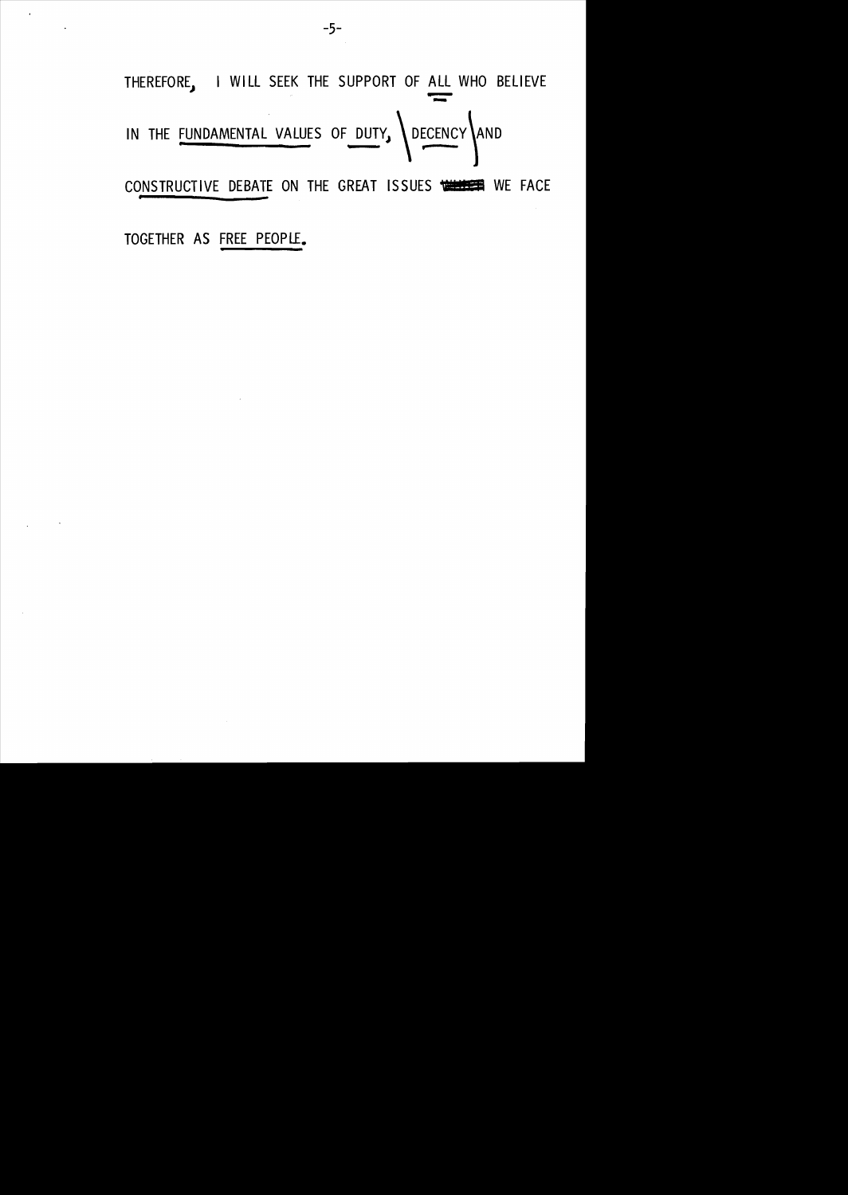THEREFORE, I WILL SEEK THE SUPPORT OF ALL WHO BELIEVE IN THE FUNDAMENTAL VALUES OF DUTY, DECENCY AND CONSTRUCTIVE DEBATE ON THE GREAT ISSUES WE FACE TOGETHER AS FREE PEOPLE.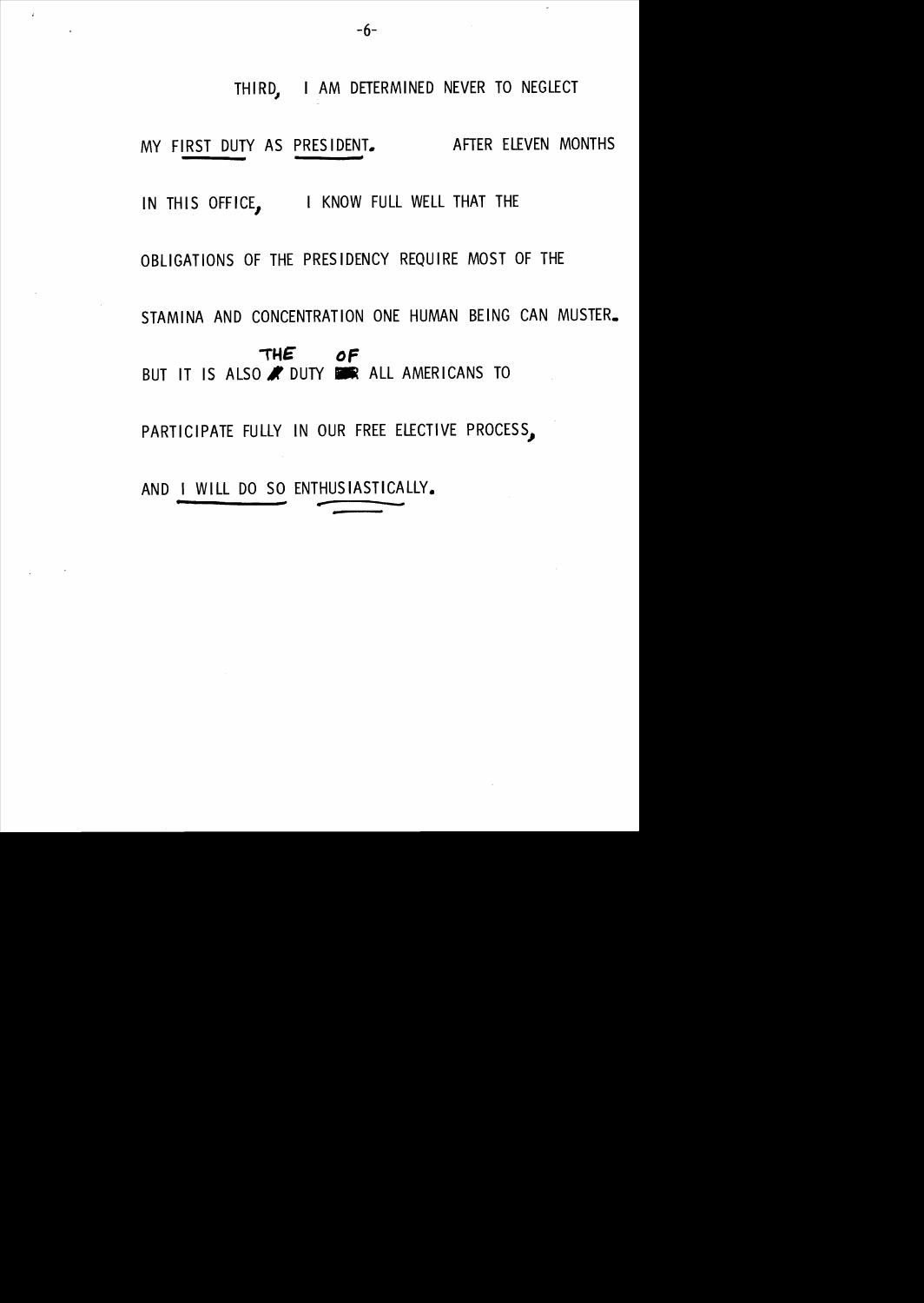THIRD, I AM DETERMINED NEVER TO NEGLECT MY FIRST DUTY AS PRESIDENT. AFTER ELEVEN MONTHS IN THIS OFFICE, I KNOW FULL WELL THAT THE OBLIGATIONS OF THE PRESIDENCY REQUIRE MOST OF THE STAMINA AND CONCENTRATION ONE HUMAN BEING CAN MUSTER.

BUT IT IS ALSO THE DUTY OF ALL AMERICANS TO PARTICIPATE FULLY IN OUR FREE ELECTIVE PROCESS, AND I WILL DO SO ENTHUSIASTICALLY.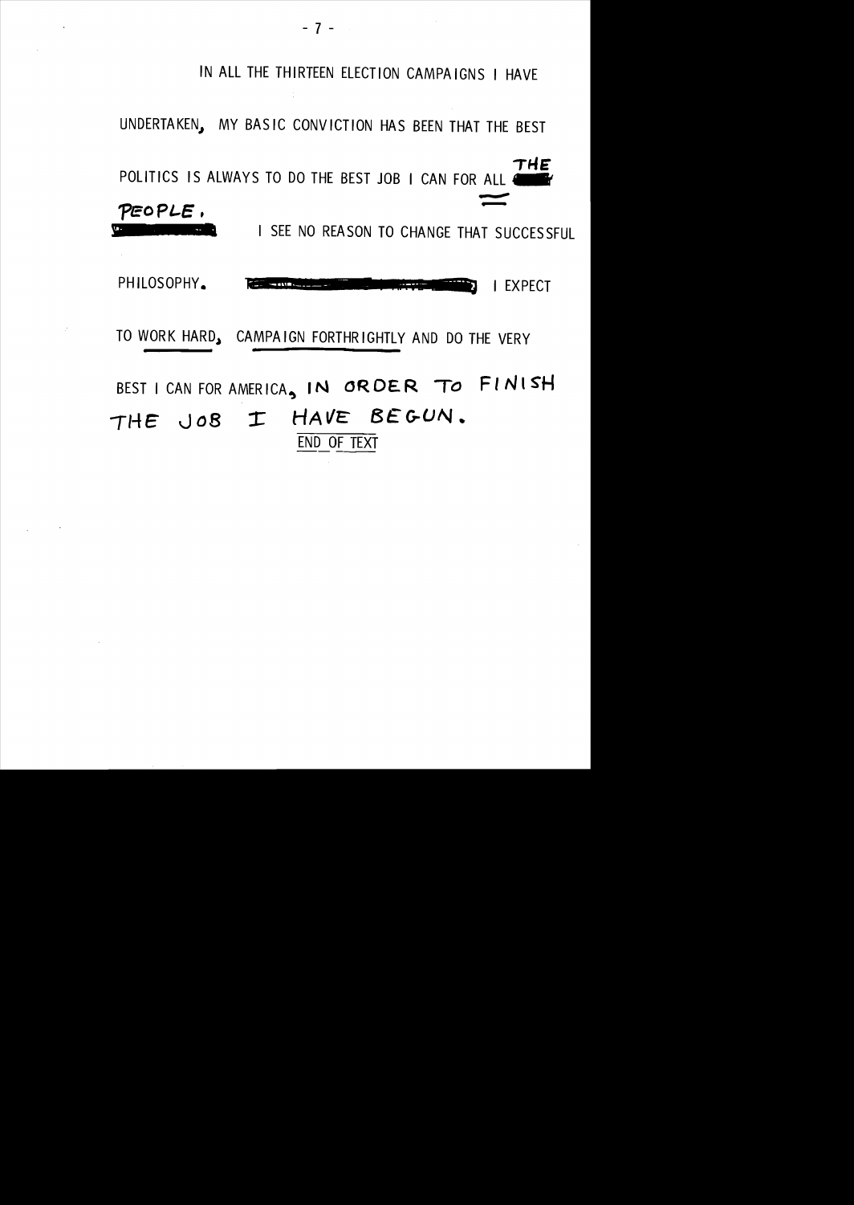IN ALL THE THIRTEEN ELECTION CAMPAIGNS I HAVE UNDERTAKEN, MY BASIC CONVICTION HAS BEEN THAT THE BEST POLITICS IS ALWAYS TO DO THE BEST JOB I CAN FOR ALL THE PEOPLE.

I SEE NO REASON TO CHANGE THAT SUCCESSFUL PHILOSOPHY. I EXPECT TO WORK HARD, CAMPAIGN FORTHRIGHTLY AND DO THE VERY BEST I CAN FOR AMERICA, IN ORDER TO FINISH THE JOB I HAVE BEGUN.

END OF TEXT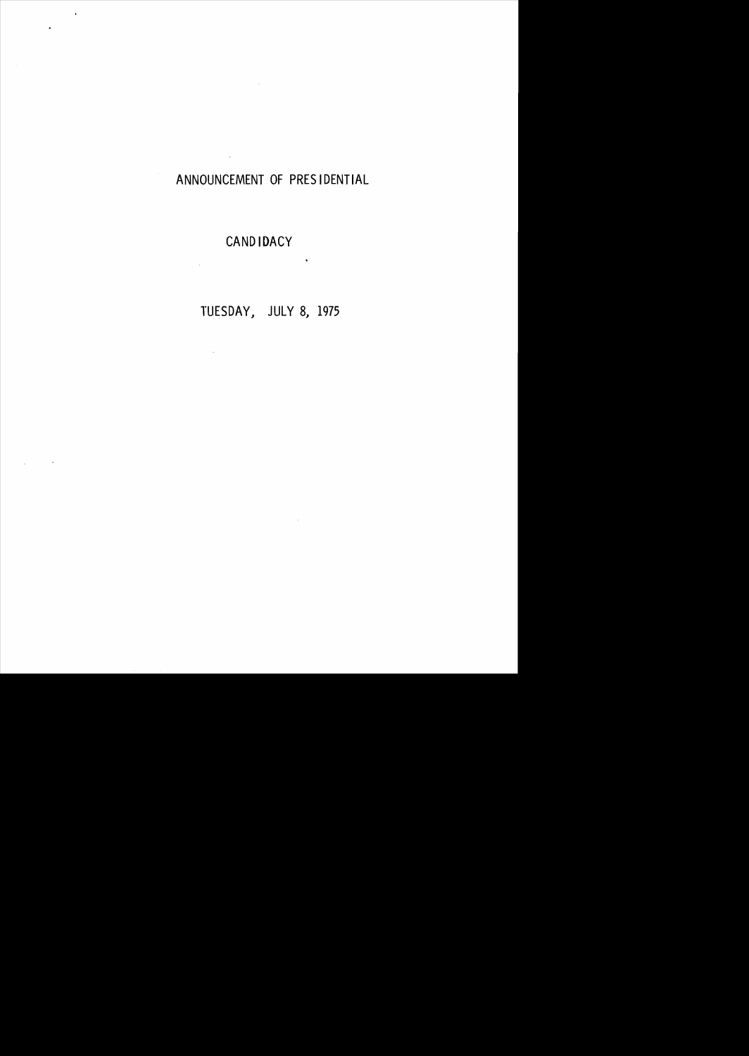# ANNOUNCEMENT OF PRESIDENTIAL CANDIDACY

TUESDAY, JULY 8, 1975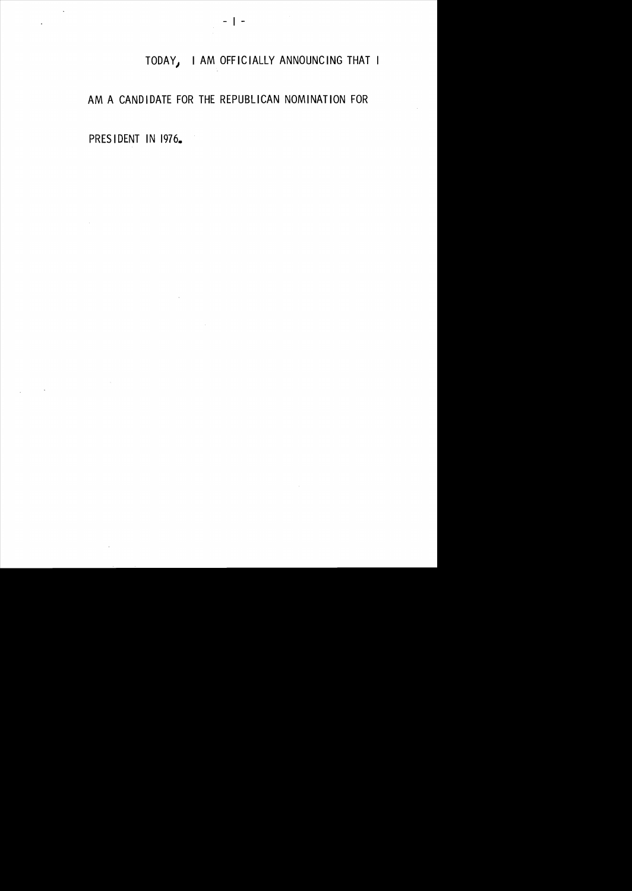TODAY, I AM OFFICIALLY ANNOUNCING THAT I AM A CANDIDATE FOR THE REPUBLICAN NOMINATION FOR PRESIDENT IN 1976.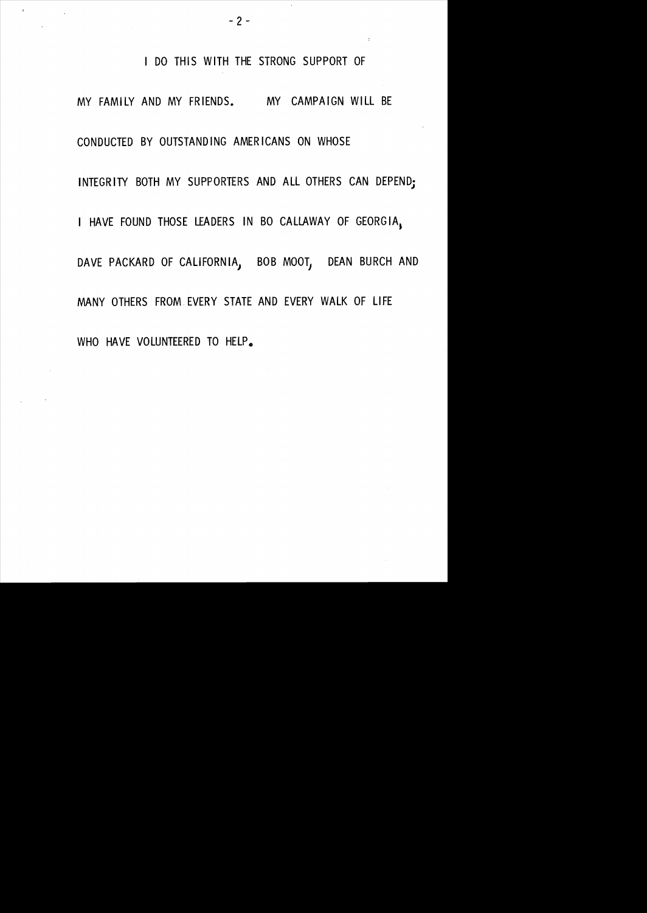I DO THIS WITH THE STRONG SUPPORT OF MY FAMILY AND MY FRIENDS. MY CAMPAIGN WILL BE CONDUCTED BY OUTSTANDING AMERICANS ON WHOSE INTEGRITY BOTH MY SUPPORTERS AND ALL OTHERS CAN DEPEND; I HAVE FOUND THOSE LEADERS IN BO CALLAWAY OF GEORGIA, DAVE PACKARD OF CALIFORNIA, BOB MOOT, DEAN BURCH AND MANY OTHERS FROM EVERY STATE AND EVERY WALK OF LIFE WHO HAVE VOLUNTEERED TO HELP.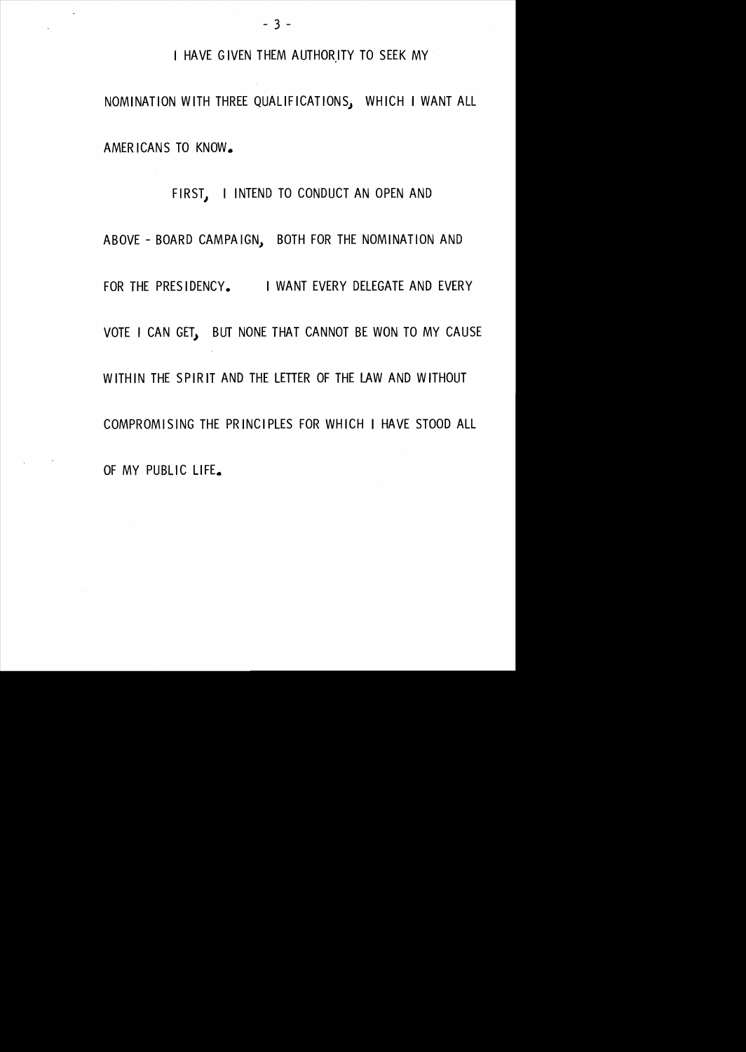I HAVE GIVEN THEM AUTHORITY TO SEEK MY NOMINATION WITH THREE QUALIFICATIONS, WHICH I WANT ALL AMERICANS TO KNOW.

FIRST, I INTEND TO CONDUCT AN OPEN AND ABOVE - BOARD CAMPAIGN, BOTH FOR THE NOMINATION AND FOR THE PRESIDENCY. I WANT EVERY DELEGATE AND EVERY VOTE I CAN GET, BUT NONE THAT CANNOT BE WON TO MY CAUSE WITHIN THE SPIRIT AND THE LETTER OF THE LAW AND WITHOUT COMPROMISING THE PRINCIPLES FOR WHICH I HAVE STOOD ALL OF MY PUBLIC LIFE.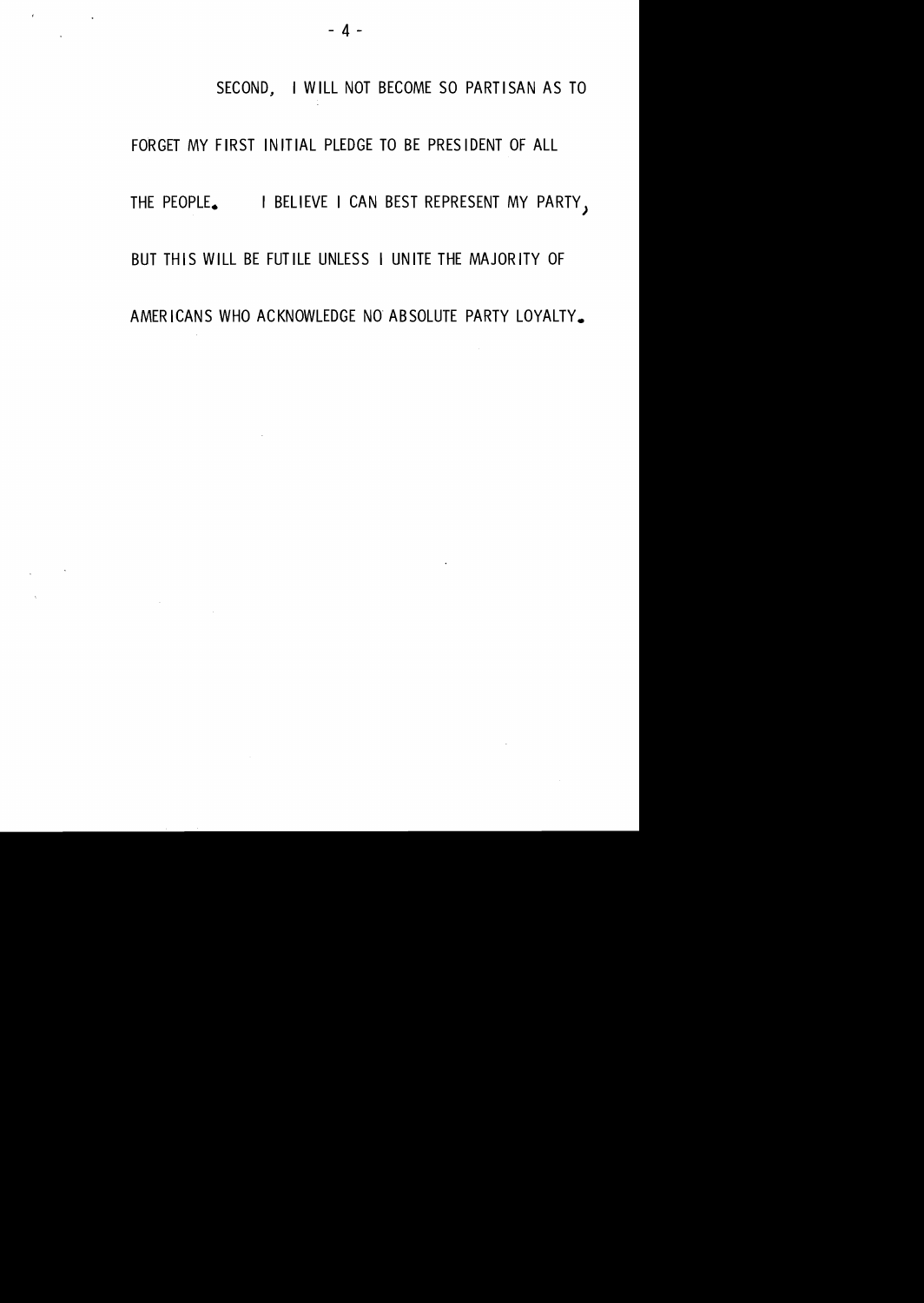SECOND, I WILL NOT BECOME SO PARTISAN AS TO FORGET MY FIRST INITIAL PLEDGE TO BE PRESIDENT OF ALL THE PEOPLE. I BELIEVE I CAN BEST REPRESENT MY PARTY, BUT THIS WILL BE FUTILE UNLESS I UNITE THE MAJORITY OF AMERICANS WHO ACKNOWLEDGE NO ABSOLUTE PARTY LOYALTY.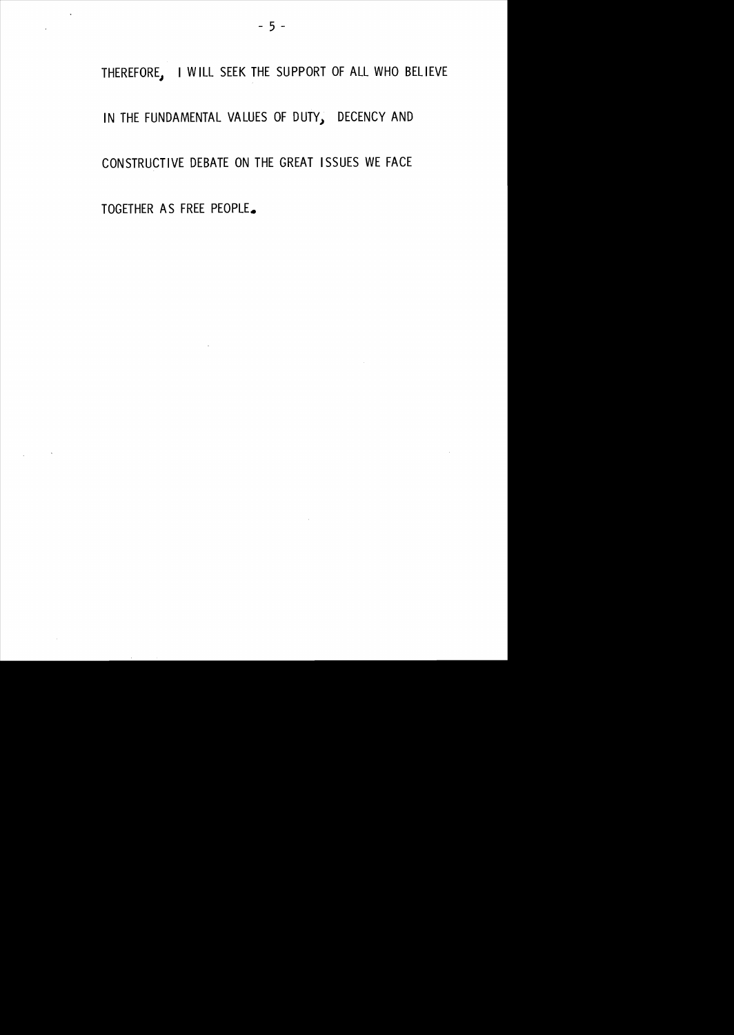THEREFORE, I WILL SEEK THE SUPPORT OF ALL WHO BELIEVE IN THE FUNDAMENTAL VALUES OF DUTY, DECENCY AND CONSTRUCTIVE DEBATE ON THE GREAT ISSUES WE FACE TOGETHER AS FREE PEOPLE.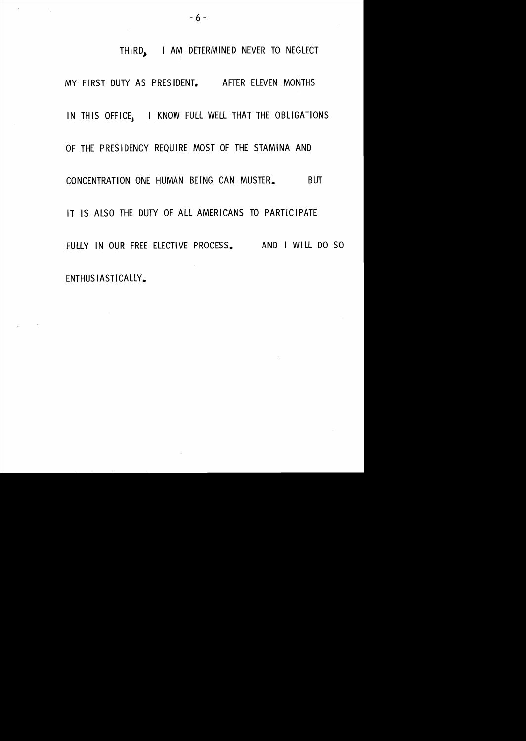THIRD, I AM DETERMINED NEVER TO NEGLECT MY FIRST DUTY AS PRESIDENT. AFTER ELEVEN MONTHS IN THIS OFFICE, I KNOW FULL WELL THAT THE OBLIGATIONS OF THE PRESIDENCY REQUIRE MOST OF THE STAMINA AND CONCENTRATION ONE HUMAN BEING CAN MUSTER. BUT IT IS ALSO THE DUTY OF ALL AMERICANS TO PARTICIPATE FULLY IN OUR FREE ELECTIVE PROCESS. AND I WILL DO SO ENTHUSIASTICALLY.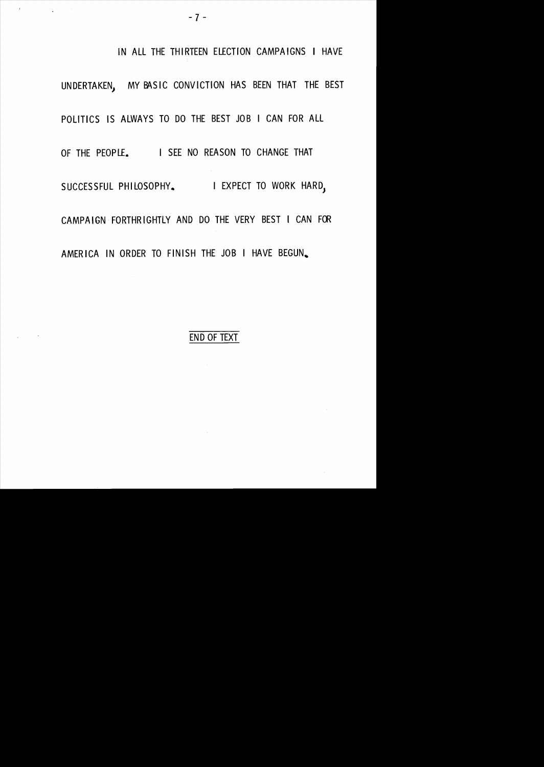IN ALL THE THIRTEEN ELECTION CAMPAIGNS I HAVE UNDERTAKEN, MY BASIC CONVICTION HAS BEEN THAT THE BEST POLITICS IS ALWAYS TO DO THE BEST JOB I CAN FOR ALL OF THE PEOPLE. I SEE NO REASON TO CHANGE THAT SUCCESSFUL PHILOSOPHY. I EXPECT TO WORK HARD, CAMPAIGN FORTHRIGHTLY AND DO THE VERY BEST I CAN FOR AMERICA IN ORDER TO FINISH THE JOB I HAVE BEGUN.

END OF TEXT